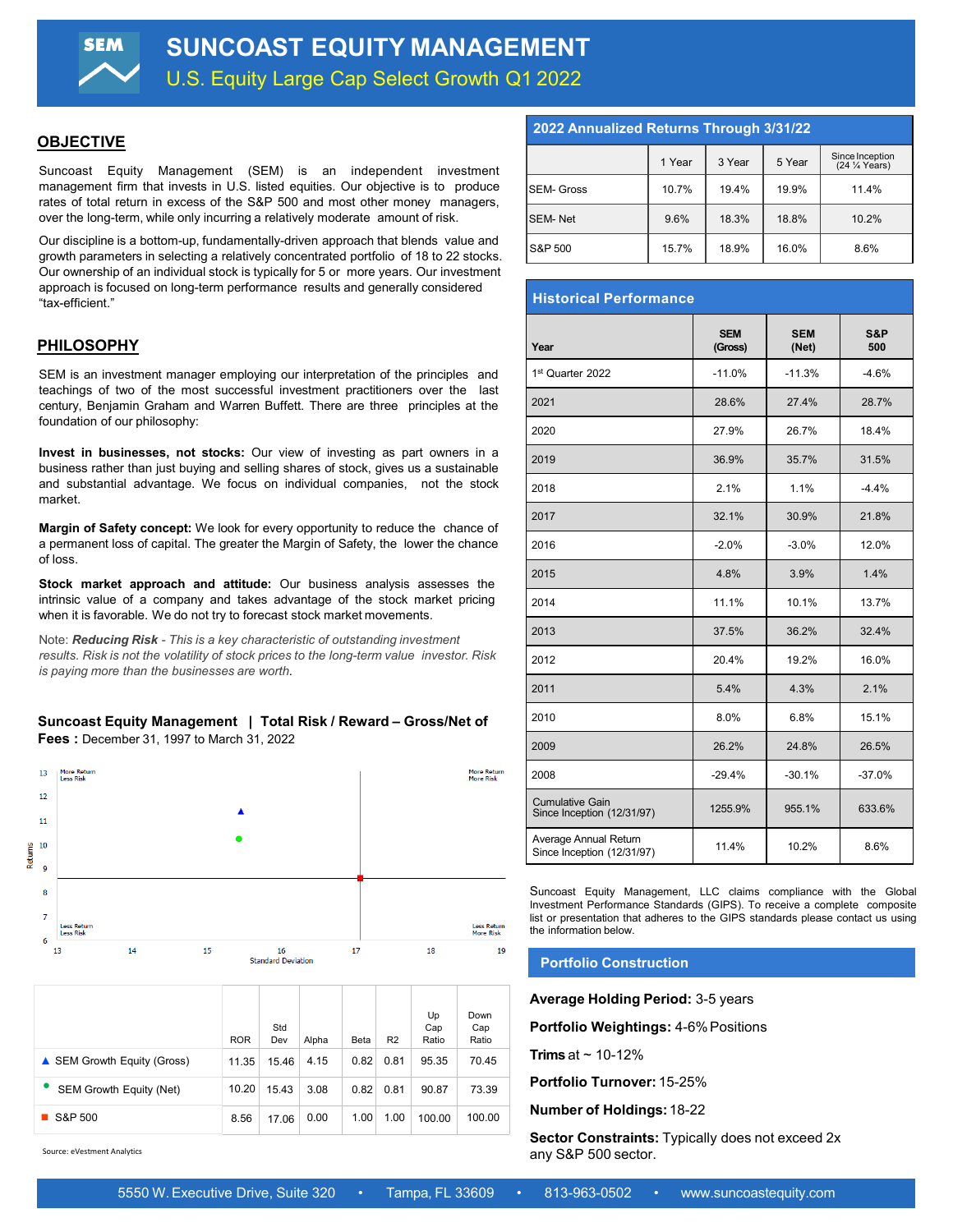# SUNCOAST EQUITY MANAGEMENT

## U.S. Equity Large Cap Select Growth Q1 2022

## OBJECTIVE

Suncoast Equity Management (SEM) is an independent investment management firm that invests in U.S. listed equities. Our objective is to produce rates of total return in excess of the S&P 500 and most other money managers, over the long-term, while only incurring a relatively moderate amount of risk.

Our discipline is a bottom-up, fundamentally-driven approach that blends value and growth parameters in selecting a relatively concentrated portfolio of 18 to 22 stocks. Our ownership of an individual stock is typically for 5 or more years. Our investment approach is focused on long-term performance results and generally considered “tax-efficient.”

## PHILOSOPHY

SEM is an investment manager employing our interpretation of the principles and teachings of two of the most successful investment practitioners over the last century, Benjamin Graham and Warren Buffett. There are three principles at the foundation of our philosophy:

**Invest in businesses, not stocks:** Our view of investing as part owners in a business rather than just buying and selling shares of stock, gives us a sustainable and substantial advantage. We focus on individual companies, not the stock market.

**Margin of Safety concept:** We look for every opportunity to reduce the chance of a permanent loss of capital. The greater the Margin of Safety, the lower the chance of loss.

**Stock market approach and attitude:** Our business analysis assesses the intrinsic value of a company and takes advantage of the stock market pricing when it is favorable. We do not try to forecast stock market movements.

Note: ***Reducing Risk*** *- This is a key characteristic of outstanding investment results. Risk is not the volatility of stock prices to the long-term value investor. Risk is paying more than the businesses are worth.*

### Suncoast Equity Management | Total Risk / Reward – Gross/Net of Fees : December 31, 1997 to March 31, 2022

|  | ROR | Std Dev | Alpha | Beta | R2 | Up Cap Ratio | Down Cap Ratio |
|---|---|---|---|---|---|---|---|
| ▲ SEM Growth Equity (Gross) | 11.35 | 15.46 | 4.15 | 0.82 | 0.81 | 95.35 | 70.45 |
| ● SEM Growth Equity (Net) | 10.20 | 15.43 | 3.08 | 0.82 | 0.81 | 90.87 | 73.39 |
| ■ S&P 500 | 8.56 | 17.06 | 0.00 | 1.00 | 1.00 | 100.00 | 100.00 |

Source: eVestment Analytics

## 2022 Annualized Returns Through 3/31/22

|  | 1 Year | 3 Year | 5 Year | Since Inception (24 ¼ Years) |
|---|---|---|---|---|
| SEM- Gross | 10.7% | 19.4% | 19.9% | 11.4% |
| SEM- Net | 9.6% | 18.3% | 18.8% | 10.2% |
| S&P 500 | 15.7% | 18.9% | 16.0% | 8.6% |

## Historical Performance

| Year | SEM (Gross) | SEM (Net) | S&P 500 |
|---|---|---|---|
| 1st Quarter 2022 | -11.0% | -11.3% | -4.6% |
| 2021 | 28.6% | 27.4% | 28.7% |
| 2020 | 27.9% | 26.7% | 18.4% |
| 2019 | 36.9% | 35.7% | 31.5% |
| 2018 | 2.1% | 1.1% | -4.4% |
| 2017 | 32.1% | 30.9% | 21.8% |
| 2016 | -2.0% | -3.0% | 12.0% |
| 2015 | 4.8% | 3.9% | 1.4% |
| 2014 | 11.1% | 10.1% | 13.7% |
| 2013 | 37.5% | 36.2% | 32.4% |
| 2012 | 20.4% | 19.2% | 16.0% |
| 2011 | 5.4% | 4.3% | 2.1% |
| 2010 | 8.0% | 6.8% | 15.1% |
| 2009 | 26.2% | 24.8% | 26.5% |
| 2008 | -29.4% | -30.1% | -37.0% |
| Cumulative Gain Since Inception (12/31/97) | 1255.9% | 955.1% | 633.6% |
| Average Annual Return Since Inception (12/31/97) | 11.4% | 10.2% | 8.6% |

Suncoast Equity Management, LLC claims compliance with the Global Investment Performance Standards (GIPS). To receive a complete composite list or presentation that adheres to the GIPS standards please contact us using the information below.

## Portfolio Construction

**Average Holding Period:** 3-5 years

**Portfolio Weightings:** 4-6% Positions

**Trims** at ~ 10-12%

**Portfolio Turnover:** 15-25%

**Number of Holdings:** 18-22

**Sector Constraints:** Typically does not exceed 2x any S&P 500 sector.

5550 W. Executive Drive, Suite 320 • Tampa, FL 33609 • 813-963-0502 • www.suncoastequity.com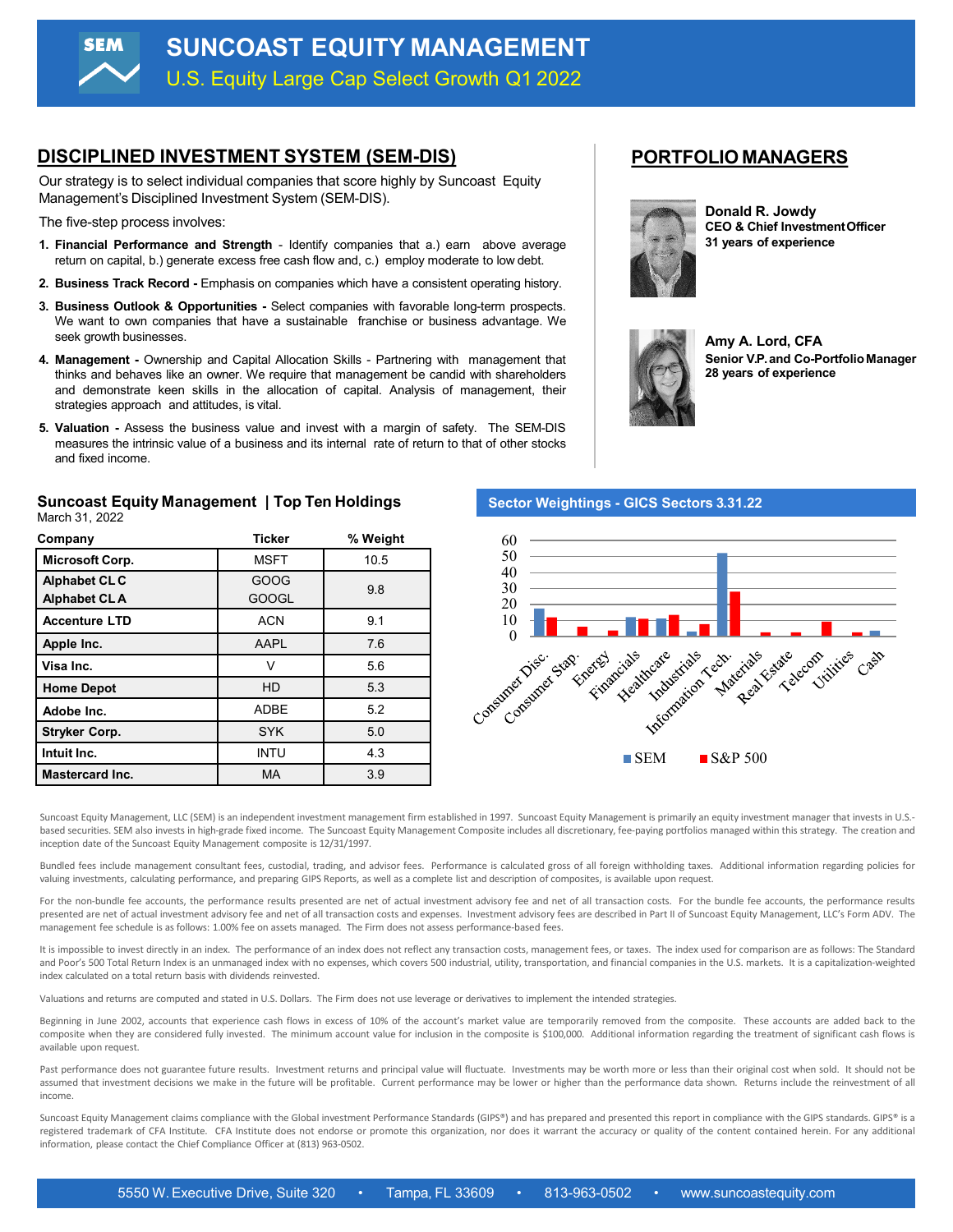# SUNCOAST EQUITY MANAGEMENT

U.S. Equity Large Cap Select Growth Q1 2022

## DISCIPLINED INVESTMENT SYSTEM (SEM-DIS)

Our strategy is to select individual companies that score highly by Suncoast Equity Management's Disciplined Investment System (SEM-DIS).

The five-step process involves:

1. **Financial Performance and Strength** - Identify companies that a.) earn above average return on capital, b.) generate excess free cash flow and, c.) employ moderate to low debt.
2. **Business Track Record -** Emphasis on companies which have a consistent operating history.
3. **Business Outlook & Opportunities -** Select companies with favorable long-term prospects. We want to own companies that have a sustainable franchise or business advantage. We seek growth businesses.
4. **Management -** Ownership and Capital Allocation Skills - Partnering with management that thinks and behaves like an owner. We require that management be candid with shareholders and demonstrate keen skills in the allocation of capital. Analysis of management, their strategies approach and attitudes, is vital.
5. **Valuation -** Assess the business value and invest with a margin of safety. The SEM-DIS measures the intrinsic value of a business and its internal rate of return to that of other stocks and fixed income.

## PORTFOLIO MANAGERS

**Donald R. Jowdy**
**CEO & Chief Investment Officer**
**31 years of experience**

**Amy A. Lord, CFA**
**Senior V.P. and Co-Portfolio Manager**
**28 years of experience**

### Suncoast Equity Management | Top Ten Holdings

March 31, 2022

| Company | Ticker | % Weight |
|---|---|---|
| Microsoft Corp. | MSFT | 10.5 |
| Alphabet CL C<br>Alphabet CL A | GOOG<br>GOOGL | 9.8 |
| Accenture LTD | ACN | 9.1 |
| Apple Inc. | AAPL | 7.6 |
| Visa Inc. | V | 5.6 |
| Home Depot | HD | 5.3 |
| Adobe Inc. | ADBE | 5.2 |
| Stryker Corp. | SYK | 5.0 |
| Intuit Inc. | INTU | 4.3 |
| Mastercard Inc. | MA | 3.9 |

### Sector Weightings - GICS Sectors 3.31.22

60
50
40
30
20
10
0

Consumer Disc. Consumer Stap. Energy Financials Healthcare Industrials Information Tech. Materials Real Estate Telecom Utilities Cash

SEM S&P 500

Suncoast Equity Management, LLC (SEM) is an independent investment management firm established in 1997. Suncoast Equity Management is primarily an equity investment manager that invests in U.S.-based securities. SEM also invests in high-grade fixed income. The Suncoast Equity Management Composite includes all discretionary, fee-paying portfolios managed within this strategy. The creation and inception date of the Suncoast Equity Management composite is 12/31/1997.

Bundled fees include management consultant fees, custodial, trading, and advisor fees. Performance is calculated gross of all foreign withholding taxes. Additional information regarding policies for valuing investments, calculating performance, and preparing GIPS Reports, as well as a complete list and description of composites, is available upon request.

For the non-bundle fee accounts, the performance results presented are net of actual investment advisory fee and net of all transaction costs. For the bundle fee accounts, the performance results presented are net of actual investment advisory fee and net of all transaction costs and expenses. Investment advisory fees are described in Part II of Suncoast Equity Management, LLC's Form ADV. The management fee schedule is as follows: 1.00% fee on assets managed. The Firm does not assess performance-based fees.

It is impossible to invest directly in an index. The performance of an index does not reflect any transaction costs, management fees, or taxes. The index used for comparison are as follows: The Standard and Poor's 500 Total Return Index is an unmanaged index with no expenses, which covers 500 industrial, utility, transportation, and financial companies in the U.S. markets. It is a capitalization-weighted index calculated on a total return basis with dividends reinvested.

Valuations and returns are computed and stated in U.S. Dollars. The Firm does not use leverage or derivatives to implement the intended strategies.

Beginning in June 2002, accounts that experience cash flows in excess of 10% of the account's market value are temporarily removed from the composite. These accounts are added back to the composite when they are considered fully invested. The minimum account value for inclusion in the composite is $100,000. Additional information regarding the treatment of significant cash flows is available upon request.

Past performance does not guarantee future results. Investment returns and principal value will fluctuate. Investments may be worth more or less than their original cost when sold. It should not be assumed that investment decisions we make in the future will be profitable. Current performance may be lower or higher than the performance data shown. Returns include the reinvestment of all income.

Suncoast Equity Management claims compliance with the Global investment Performance Standards (GIPS®) and has prepared and presented this report in compliance with the GIPS standards. GIPS® is a registered trademark of CFA Institute. CFA Institute does not endorse or promote this organization, nor does it warrant the accuracy or quality of the content contained herein. For any additional information, please contact the Chief Compliance Officer at (813) 963-0502.

5550 W. Executive Drive, Suite 320 • Tampa, FL 33609 • 813-963-0502 • www.suncoastequity.com